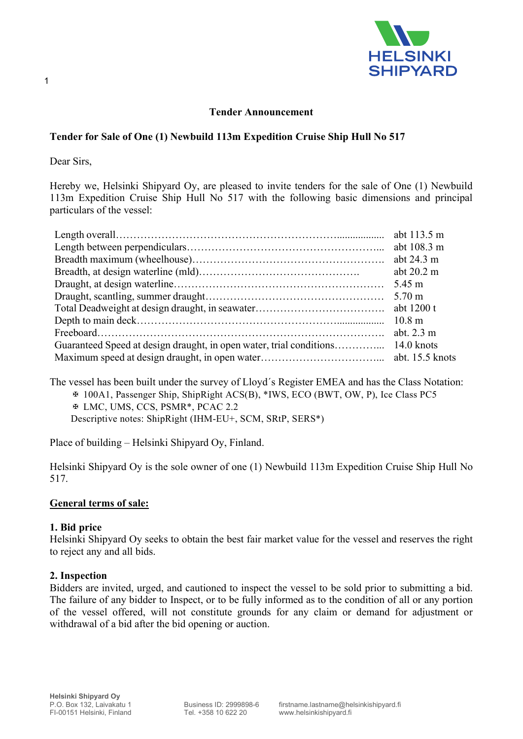# Tender Announcement

## Tender for Sale of One (1) Newbuild 113m Expedition Cruise Ship Hull No 517

Dear Sirs,

Hereby we, Helsinki Shipyard Oy, are pleased to invite tenders for the sale of One (1) Newbuild 113m Expedition Cruise Ship Hull No 517 with the following basic dimensions and principal particulars of the vessel:

| | |
|---|---|
| Length overall | abt 113.5 m |
| Length between perpendiculars | abt 108.3 m |
| Breadth maximum (wheelhouse) | abt 24.3 m |
| Breadth, at design waterline (mld) | abt 20.2 m |
| Draught, at design waterline | 5.45 m |
| Draught, scantling, summer draught | 5.70 m |
| Total Deadweight at design draught, in seawater | abt 1200 t |
| Depth to main deck | 10.8 m |
| Freeboard | abt. 2.3 m |
| Guaranteed Speed at design draught, in open water, trial conditions | 14.0 knots |
| Maximum speed at design draught, in open water | abt. 15.5 knots |

The vessel has been built under the survey of Lloyd´s Register EMEA and has the Class Notation:

✠ 100A1, Passenger Ship, ShipRight ACS(B), *IWS, ECO (BWT, OW, P), Ice Class PC5
✠ LMC, UMS, CCS, PSMR*, PCAC 2.2
Descriptive notes: ShipRight (IHM-EU+, SCM, SRtP, SERS*)

Place of building – Helsinki Shipyard Oy, Finland.

Helsinki Shipyard Oy is the sole owner of one (1) Newbuild 113m Expedition Cruise Ship Hull No 517.

## General terms of sale:

### 1. Bid price

Helsinki Shipyard Oy seeks to obtain the best fair market value for the vessel and reserves the right to reject any and all bids.

### 2. Inspection

Bidders are invited, urged, and cautioned to inspect the vessel to be sold prior to submitting a bid. The failure of any bidder to Inspect, or to be fully informed as to the condition of all or any portion of the vessel offered, will not constitute grounds for any claim or demand for adjustment or withdrawal of a bid after the bid opening or auction.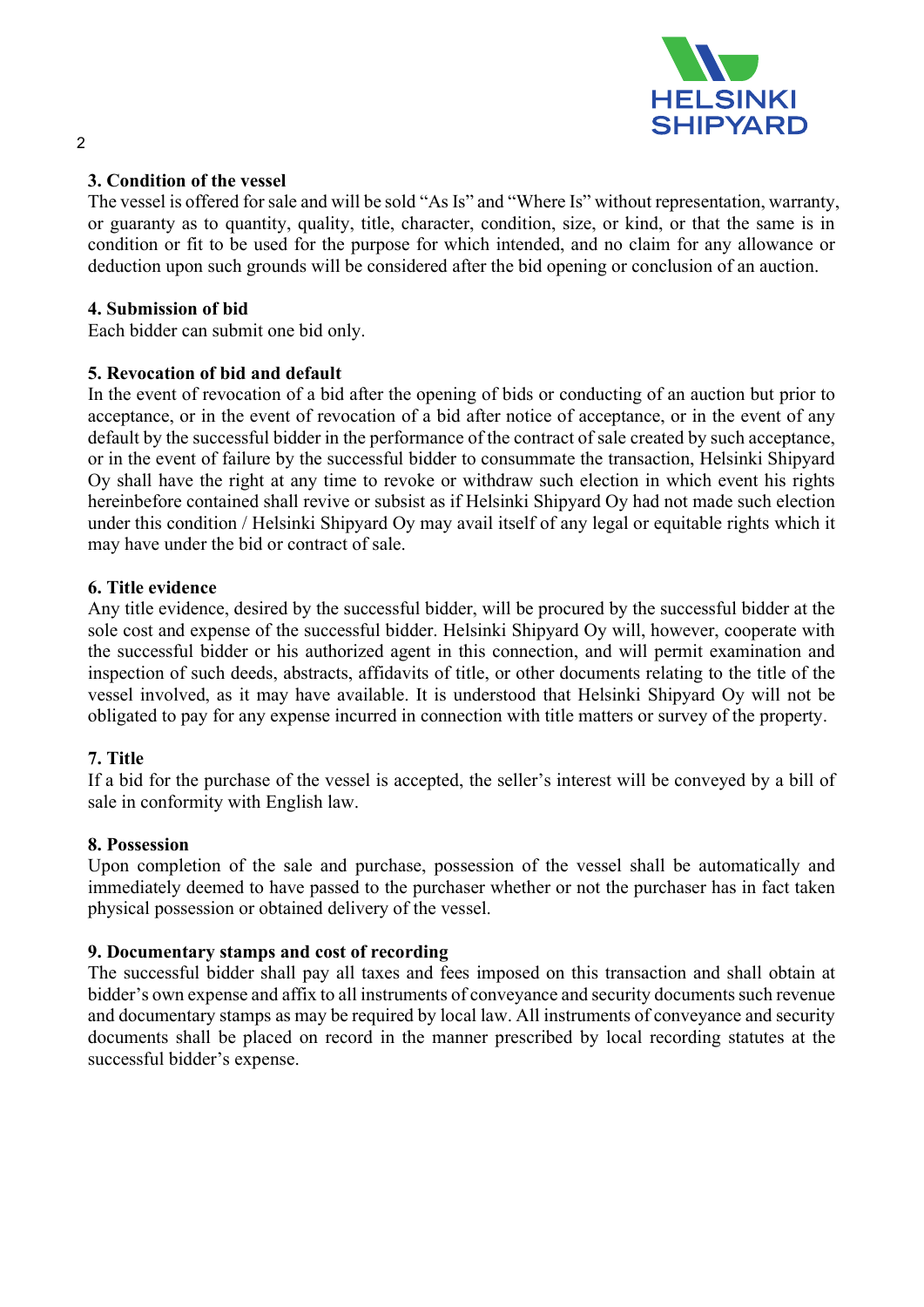**3. Condition of the vessel**

The vessel is offered for sale and will be sold "As Is" and "Where Is" without representation, warranty, or guaranty as to quantity, quality, title, character, condition, size, or kind, or that the same is in condition or fit to be used for the purpose for which intended, and no claim for any allowance or deduction upon such grounds will be considered after the bid opening or conclusion of an auction.

**4. Submission of bid**

Each bidder can submit one bid only.

**5. Revocation of bid and default**

In the event of revocation of a bid after the opening of bids or conducting of an auction but prior to acceptance, or in the event of revocation of a bid after notice of acceptance, or in the event of any default by the successful bidder in the performance of the contract of sale created by such acceptance, or in the event of failure by the successful bidder to consummate the transaction, Helsinki Shipyard Oy shall have the right at any time to revoke or withdraw such election in which event his rights hereinbefore contained shall revive or subsist as if Helsinki Shipyard Oy had not made such election under this condition / Helsinki Shipyard Oy may avail itself of any legal or equitable rights which it may have under the bid or contract of sale.

**6. Title evidence**

Any title evidence, desired by the successful bidder, will be procured by the successful bidder at the sole cost and expense of the successful bidder. Helsinki Shipyard Oy will, however, cooperate with the successful bidder or his authorized agent in this connection, and will permit examination and inspection of such deeds, abstracts, affidavits of title, or other documents relating to the title of the vessel involved, as it may have available. It is understood that Helsinki Shipyard Oy will not be obligated to pay for any expense incurred in connection with title matters or survey of the property.

**7. Title**

If a bid for the purchase of the vessel is accepted, the seller's interest will be conveyed by a bill of sale in conformity with English law.

**8. Possession**

Upon completion of the sale and purchase, possession of the vessel shall be automatically and immediately deemed to have passed to the purchaser whether or not the purchaser has in fact taken physical possession or obtained delivery of the vessel.

**9. Documentary stamps and cost of recording**

The successful bidder shall pay all taxes and fees imposed on this transaction and shall obtain at bidder's own expense and affix to all instruments of conveyance and security documents such revenue and documentary stamps as may be required by local law. All instruments of conveyance and security documents shall be placed on record in the manner prescribed by local recording statutes at the successful bidder's expense.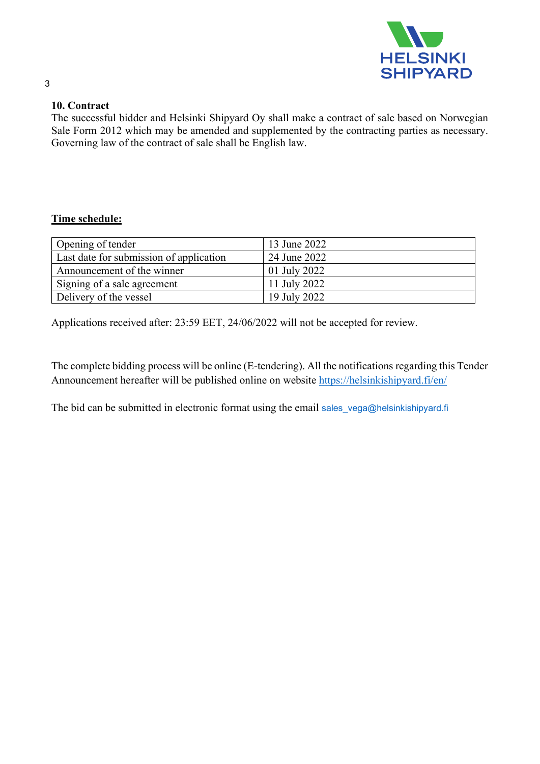**10. Contract**

The successful bidder and Helsinki Shipyard Oy shall make a contract of sale based on Norwegian Sale Form 2012 which may be amended and supplemented by the contracting parties as necessary. Governing law of the contract of sale shall be English law.

**Time schedule:**

| Opening of tender | 13 June 2022 |
|---|---|
| Last date for submission of application | 24 June 2022 |
| Announcement of the winner | 01 July 2022 |
| Signing of a sale agreement | 11 July 2022 |
| Delivery of the vessel | 19 July 2022 |

Applications received after: 23:59 EET, 24/06/2022 will not be accepted for review.

The complete bidding process will be online (E-tendering). All the notifications regarding this Tender Announcement hereafter will be published online on website https://helsinkishipyard.fi/en/

The bid can be submitted in electronic format using the email sales_vega@helsinkishipyard.fi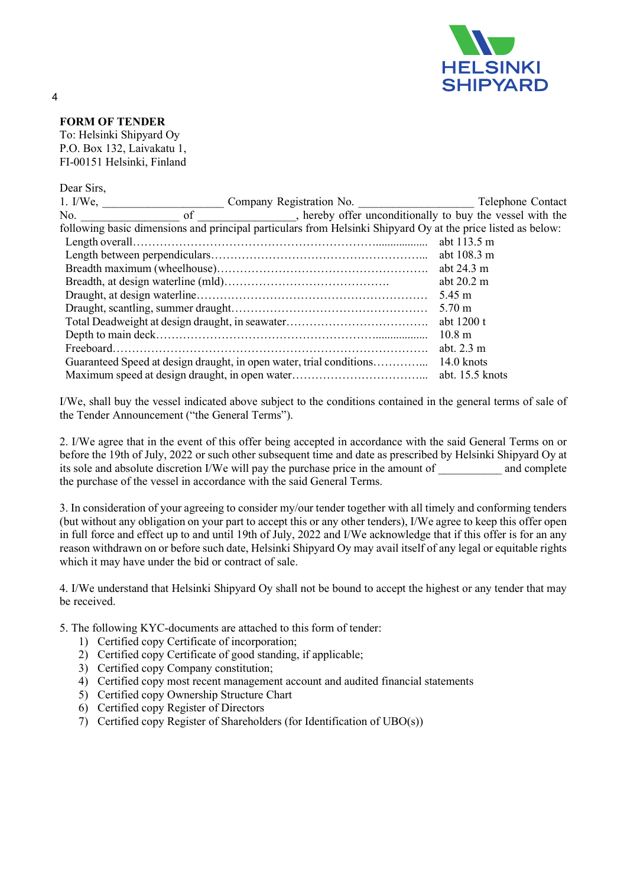**FORM OF TENDER**
To: Helsinki Shipyard Oy
P.O. Box 132, Laivakatu 1,
FI-00151 Helsinki, Finland

Dear Sirs,

1. I/We, ____________________ Company Registration No. __________________ Telephone Contact No. ________________ of ________________, hereby offer unconditionally to buy the vessel with the following basic dimensions and principal particulars from Helsinki Shipyard Oy at the price listed as below:

| | |
|---|---|
| Length overall | abt 113.5 m |
| Length between perpendiculars | abt 108.3 m |
| Breadth maximum (wheelhouse) | abt 24.3 m |
| Breadth, at design waterline (mld) | abt 20.2 m |
| Draught, at design waterline | 5.45 m |
| Draught, scantling, summer draught | 5.70 m |
| Total Deadweight at design draught, in seawater | abt 1200 t |
| Depth to main deck | 10.8 m |
| Freeboard | abt. 2.3 m |
| Guaranteed Speed at design draught, in open water, trial conditions | 14.0 knots |
| Maximum speed at design draught, in open water | abt. 15.5 knots |

I/We, shall buy the vessel indicated above subject to the conditions contained in the general terms of sale of the Tender Announcement ("the General Terms").

2. I/We agree that in the event of this offer being accepted in accordance with the said General Terms on or before the 19th of July, 2022 or such other subsequent time and date as prescribed by Helsinki Shipyard Oy at its sole and absolute discretion I/We will pay the purchase price in the amount of __________ and complete the purchase of the vessel in accordance with the said General Terms.

3. In consideration of your agreeing to consider my/our tender together with all timely and conforming tenders (but without any obligation on your part to accept this or any other tenders), I/We agree to keep this offer open in full force and effect up to and until 19th of July, 2022 and I/We acknowledge that if this offer is for an any reason withdrawn on or before such date, Helsinki Shipyard Oy may avail itself of any legal or equitable rights which it may have under the bid or contract of sale.

4. I/We understand that Helsinki Shipyard Oy shall not be bound to accept the highest or any tender that may be received.

5. The following KYC-documents are attached to this form of tender:
   1) Certified copy Certificate of incorporation;
   2) Certified copy Certificate of good standing, if applicable;
   3) Certified copy Company constitution;
   4) Certified copy most recent management account and audited financial statements
   5) Certified copy Ownership Structure Chart
   6) Certified copy Register of Directors
   7) Certified copy Register of Shareholders (for Identification of UBO(s))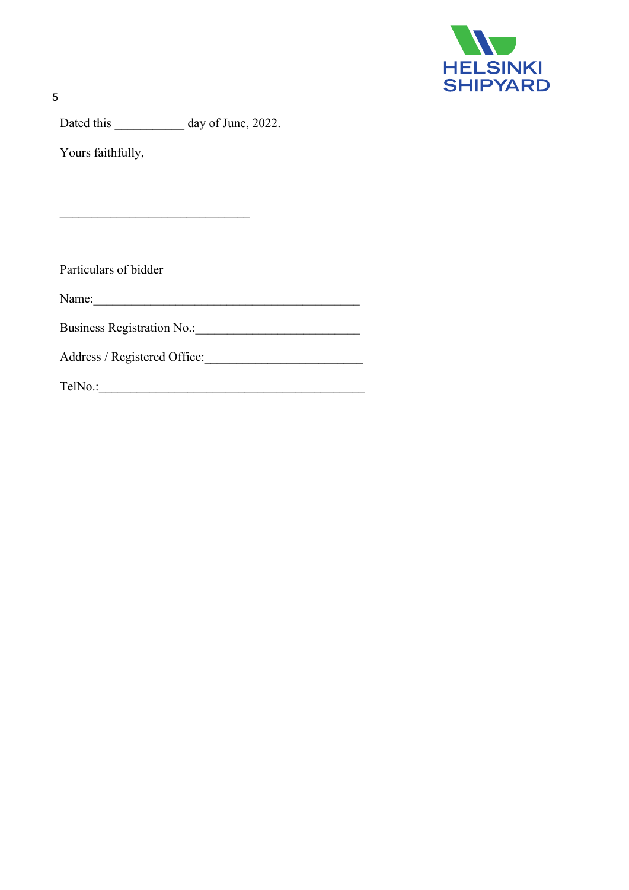Dated this ___________ day of June, 2022.

Yours faithfully,

______________________________

Particulars of bidder

Name:__________________________________________

Business Registration No.:__________________________

Address / Registered Office:________________________

TelNo.:__________________________________________